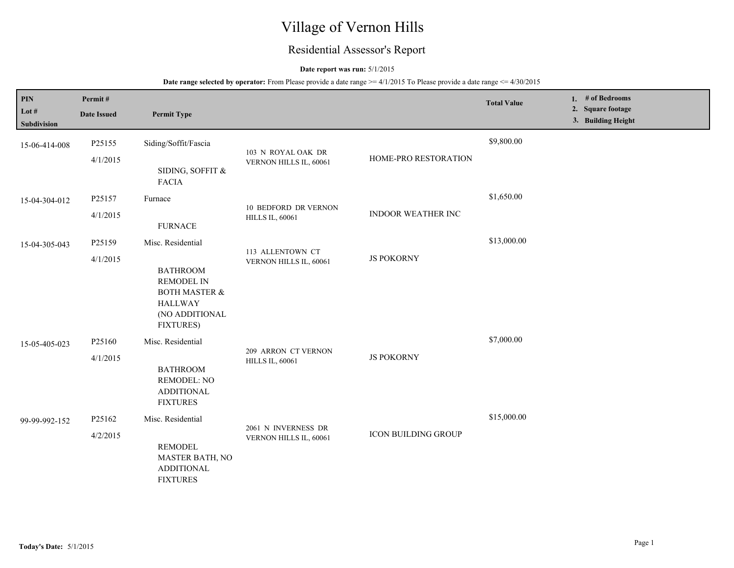# Village of Vernon Hills

## Residential Assessor's Report

**Date report was run:** 5/1/2015

**Date range selected by operator:** From Please provide a date range >= 4/1/2015 To Please provide a date range <= 4/30/2015

| PIN<br>Lot #<br>Subdivision | Permit #<br>Date Issued | Permit Type | | | Total Value | 1. # of Bedrooms<br>2. Square footage<br>3. Building Height |
|---|---|---|---|---|---|---|
| 15-06-414-008 | P25155<br>4/1/2015 | Siding/Soffit/Fascia<br>SIDING, SOFFIT & FACIA | 103 N ROYAL OAK DR VERNON HILLS IL, 60061 | HOME-PRO RESTORATION | $9,800.00 | |
| 15-04-304-012 | P25157<br>4/1/2015 | Furnace<br>FURNACE | 10 BEDFORD DR VERNON HILLS IL, 60061 | INDOOR WEATHER INC | $1,650.00 | |
| 15-04-305-043 | P25159<br>4/1/2015 | Misc. Residential<br>BATHROOM REMODEL IN BOTH MASTER & HALLWAY (NO ADDITIONAL FIXTURES) | 113 ALLENTOWN CT VERNON HILLS IL, 60061 | JS POKORNY | $13,000.00 | |
| 15-05-405-023 | P25160<br>4/1/2015 | Misc. Residential<br>BATHROOM REMODEL: NO ADDITIONAL FIXTURES | 209 ARRON CT VERNON HILLS IL, 60061 | JS POKORNY | $7,000.00 | |
| 99-99-992-152 | P25162<br>4/2/2015 | Misc. Residential<br>REMODEL MASTER BATH, NO ADDITIONAL FIXTURES | 2061 N INVERNESS DR VERNON HILLS IL, 60061 | ICON BUILDING GROUP | $15,000.00 | |

**Today's Date:** 5/1/2015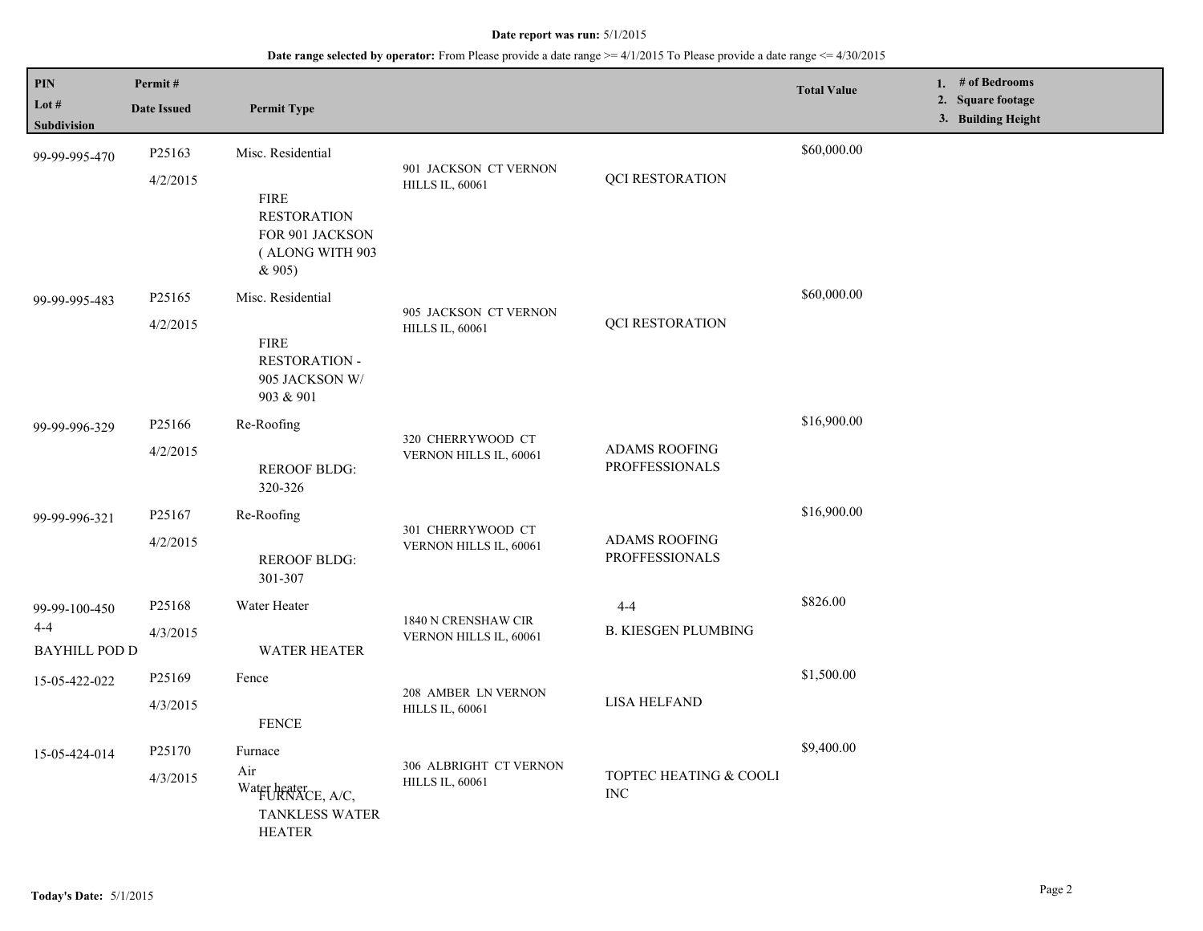**Date report was run:** 5/1/2015

**Date range selected by operator:** From Please provide a date range >= 4/1/2015 To Please provide a date range <= 4/30/2015

| PIN / Lot # / Subdivision | Permit # / Date Issued | Permit Type | | | Total Value | 1. # of Bedrooms 2. Square footage 3. Building Height |
|---|---|---|---|---|---|---|
| 99-99-995-470 | P25163 4/2/2015 | Misc. Residential FIRE RESTORATION FOR 901 JACKSON ( ALONG WITH 903 & 905) | 901 JACKSON CT VERNON HILLS IL, 60061 | QCI RESTORATION | $60,000.00 | |
| 99-99-995-483 | P25165 4/2/2015 | Misc. Residential FIRE RESTORATION - 905 JACKSON W/ 903 & 901 | 905 JACKSON CT VERNON HILLS IL, 60061 | QCI RESTORATION | $60,000.00 | |
| 99-99-996-329 | P25166 4/2/2015 | Re-Roofing REROOF BLDG: 320-326 | 320 CHERRYWOOD CT VERNON HILLS IL, 60061 | ADAMS ROOFING PROFFESSIONALS | $16,900.00 | |
| 99-99-996-321 | P25167 4/2/2015 | Re-Roofing REROOF BLDG: 301-307 | 301 CHERRYWOOD CT VERNON HILLS IL, 60061 | ADAMS ROOFING PROFFESSIONALS | $16,900.00 | |
| 99-99-100-450 4-4 BAYHILL POD D | P25168 4/3/2015 | Water Heater WATER HEATER | 1840 N CRENSHAW CIR VERNON HILLS IL, 60061 | 4-4 B. KIESGEN PLUMBING | $826.00 | |
| 15-05-422-022 | P25169 4/3/2015 | Fence FENCE | 208 AMBER LN VERNON HILLS IL, 60061 | LISA HELFAND | $1,500.00 | |
| 15-05-424-014 | P25170 4/3/2015 | Furnace Air Water heater FURNACE, A/C, TANKLESS WATER HEATER | 306 ALBRIGHT CT VERNON HILLS IL, 60061 | TOPTEC HEATING & COOLI INC | $9,400.00 | |

**Today's Date:** 5/1/2015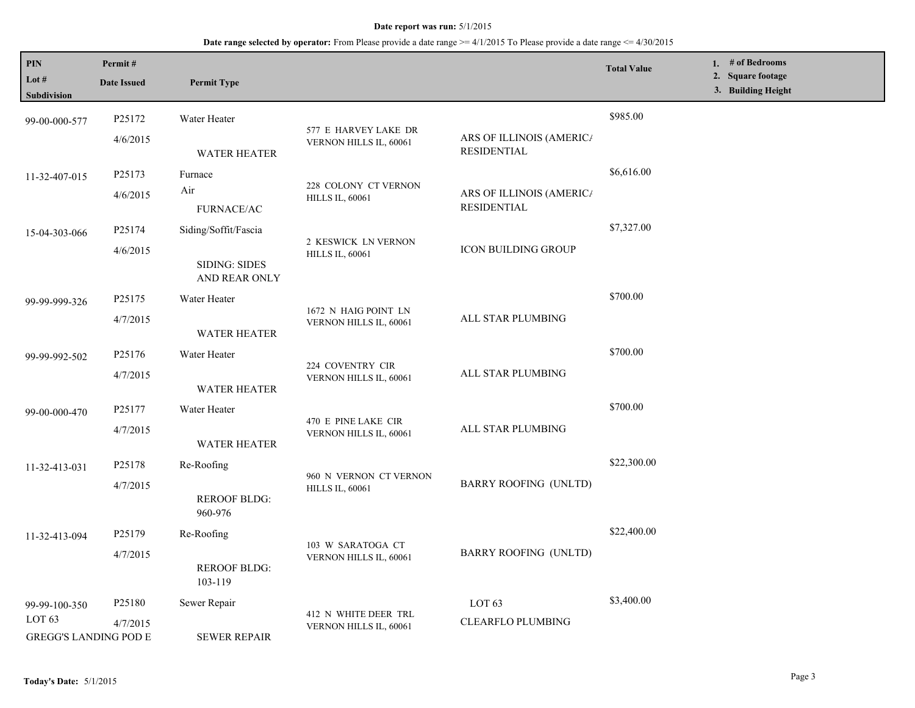**Date report was run:** 5/1/2015

**Date range selected by operator:** From Please provide a date range >= 4/1/2015 To Please provide a date range <= 4/30/2015

| PIN / Lot # / Subdivision | Permit # / Date Issued | Permit Type | | | Total Value | 1. # of Bedrooms 2. Square footage 3. Building Height |
|---|---|---|---|---|---|---|
| 99-00-000-577 | P25172 4/6/2015 | Water Heater WATER HEATER | 577 E HARVEY LAKE DR VERNON HILLS IL, 60061 | ARS OF ILLINOIS (AMERICA RESIDENTIAL | $985.00 | |
| 11-32-407-015 | P25173 4/6/2015 | Furnace Air FURNACE/AC | 228 COLONY CT VERNON HILLS IL, 60061 | ARS OF ILLINOIS (AMERICA RESIDENTIAL | $6,616.00 | |
| 15-04-303-066 | P25174 4/6/2015 | Siding/Soffit/Fascia SIDING: SIDES AND REAR ONLY | 2 KESWICK LN VERNON HILLS IL, 60061 | ICON BUILDING GROUP | $7,327.00 | |
| 99-99-999-326 | P25175 4/7/2015 | Water Heater WATER HEATER | 1672 N HAIG POINT LN VERNON HILLS IL, 60061 | ALL STAR PLUMBING | $700.00 | |
| 99-99-992-502 | P25176 4/7/2015 | Water Heater WATER HEATER | 224 COVENTRY CIR VERNON HILLS IL, 60061 | ALL STAR PLUMBING | $700.00 | |
| 99-00-000-470 | P25177 4/7/2015 | Water Heater WATER HEATER | 470 E PINE LAKE CIR VERNON HILLS IL, 60061 | ALL STAR PLUMBING | $700.00 | |
| 11-32-413-031 | P25178 4/7/2015 | Re-Roofing REROOF BLDG: 960-976 | 960 N VERNON CT VERNON HILLS IL, 60061 | BARRY ROOFING (UNLTD) | $22,300.00 | |
| 11-32-413-094 | P25179 4/7/2015 | Re-Roofing REROOF BLDG: 103-119 | 103 W SARATOGA CT VERNON HILLS IL, 60061 | BARRY ROOFING (UNLTD) | $22,400.00 | |
| 99-99-100-350 LOT 63 GREGG'S LANDING POD E | P25180 4/7/2015 | Sewer Repair SEWER REPAIR | 412 N WHITE DEER TRL VERNON HILLS IL, 60061 | LOT 63 CLEARFLO PLUMBING | $3,400.00 | |

**Today's Date:** 5/1/2015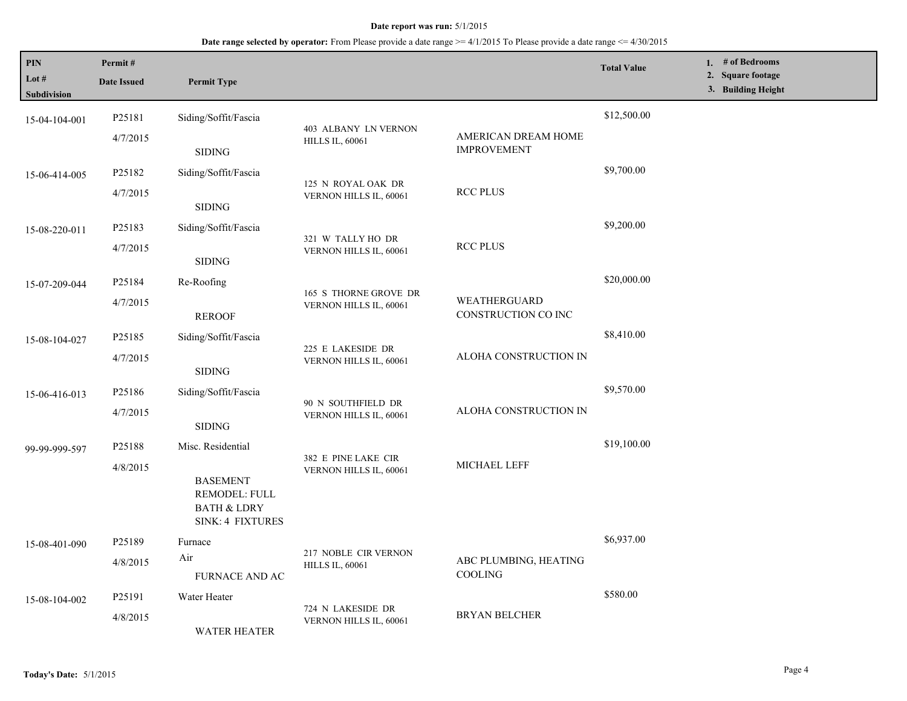**Date report was run:** 5/1/2015

**Date range selected by operator:** From Please provide a date range >= 4/1/2015 To Please provide a date range <= 4/30/2015

| PIN / Lot # / Subdivision | Permit # / Date Issued | Permit Type | | | Total Value | 1. # of Bedrooms 2. Square footage 3. Building Height |
|---|---|---|---|---|---|---|
| 15-04-104-001 | P25181 4/7/2015 | Siding/Soffit/Fascia SIDING | 403 ALBANY LN VERNON HILLS IL, 60061 | AMERICAN DREAM HOME IMPROVEMENT | $12,500.00 | |
| 15-06-414-005 | P25182 4/7/2015 | Siding/Soffit/Fascia SIDING | 125 N ROYAL OAK DR VERNON HILLS IL, 60061 | RCC PLUS | $9,700.00 | |
| 15-08-220-011 | P25183 4/7/2015 | Siding/Soffit/Fascia SIDING | 321 W TALLY HO DR VERNON HILLS IL, 60061 | RCC PLUS | $9,200.00 | |
| 15-07-209-044 | P25184 4/7/2015 | Re-Roofing REROOF | 165 S THORNE GROVE DR VERNON HILLS IL, 60061 | WEATHERGUARD CONSTRUCTION CO INC | $20,000.00 | |
| 15-08-104-027 | P25185 4/7/2015 | Siding/Soffit/Fascia SIDING | 225 E LAKESIDE DR VERNON HILLS IL, 60061 | ALOHA CONSTRUCTION IN | $8,410.00 | |
| 15-06-416-013 | P25186 4/7/2015 | Siding/Soffit/Fascia SIDING | 90 N SOUTHFIELD DR VERNON HILLS IL, 60061 | ALOHA CONSTRUCTION IN | $9,570.00 | |
| 99-99-999-597 | P25188 4/8/2015 | Misc. Residential BASEMENT REMODEL: FULL BATH & LDRY SINK: 4 FIXTURES | 382 E PINE LAKE CIR VERNON HILLS IL, 60061 | MICHAEL LEFF | $19,100.00 | |
| 15-08-401-090 | P25189 4/8/2015 | Furnace Air FURNACE AND AC | 217 NOBLE CIR VERNON HILLS IL, 60061 | ABC PLUMBING, HEATING COOLING | $6,937.00 | |
| 15-08-104-002 | P25191 4/8/2015 | Water Heater WATER HEATER | 724 N LAKESIDE DR VERNON HILLS IL, 60061 | BRYAN BELCHER | $580.00 | |

**Today's Date:** 5/1/2015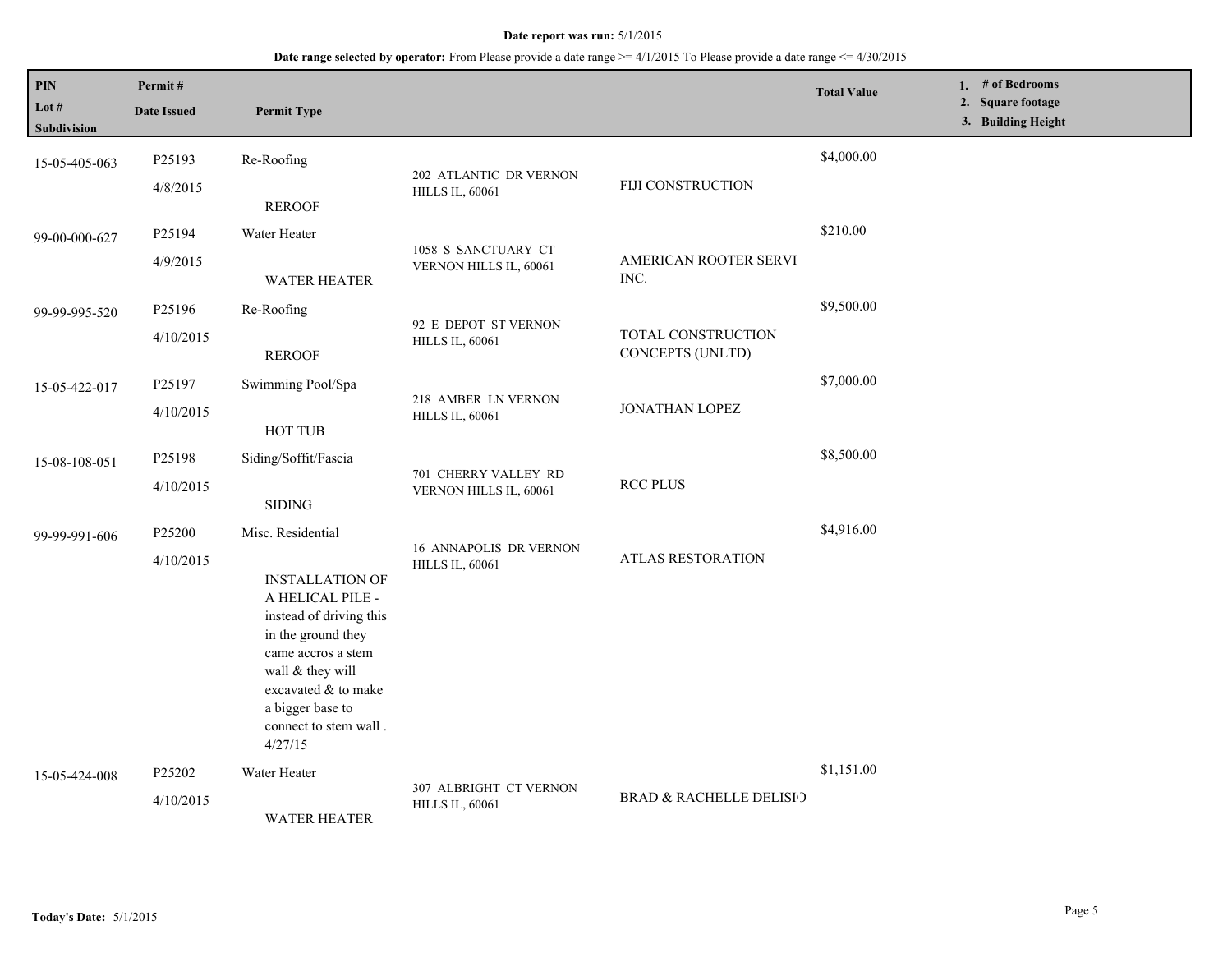**Date report was run:** 5/1/2015

**Date range selected by operator:** From Please provide a date range >= 4/1/2015 To Please provide a date range <= 4/30/2015

| PIN / Lot # / Subdivision | Permit # / Date Issued | Permit Type | | | Total Value | 1. # of Bedrooms 2. Square footage 3. Building Height |
|---|---|---|---|---|---|---|
| 15-05-405-063 | P25193 4/8/2015 | Re-Roofing REROOF | 202 ATLANTIC DR VERNON HILLS IL, 60061 | FIJI CONSTRUCTION | $4,000.00 | |
| 99-00-000-627 | P25194 4/9/2015 | Water Heater WATER HEATER | 1058 S SANCTUARY CT VERNON HILLS IL, 60061 | AMERICAN ROOTER SERVI INC. | $210.00 | |
| 99-99-995-520 | P25196 4/10/2015 | Re-Roofing REROOF | 92 E DEPOT ST VERNON HILLS IL, 60061 | TOTAL CONSTRUCTION CONCEPTS (UNLTD) | $9,500.00 | |
| 15-05-422-017 | P25197 4/10/2015 | Swimming Pool/Spa HOT TUB | 218 AMBER LN VERNON HILLS IL, 60061 | JONATHAN LOPEZ | $7,000.00 | |
| 15-08-108-051 | P25198 4/10/2015 | Siding/Soffit/Fascia SIDING | 701 CHERRY VALLEY RD VERNON HILLS IL, 60061 | RCC PLUS | $8,500.00 | |
| 99-99-991-606 | P25200 4/10/2015 | Misc. Residential INSTALLATION OF A HELICAL PILE - instead of driving this in the ground they came accros a stem wall & they will excavated & to make a bigger base to connect to stem wall . 4/27/15 | 16 ANNAPOLIS DR VERNON HILLS IL, 60061 | ATLAS RESTORATION | $4,916.00 | |
| 15-05-424-008 | P25202 4/10/2015 | Water Heater WATER HEATER | 307 ALBRIGHT CT VERNON HILLS IL, 60061 | BRAD & RACHELLE DELISIO | $1,151.00 | |

**Today's Date:** 5/1/2015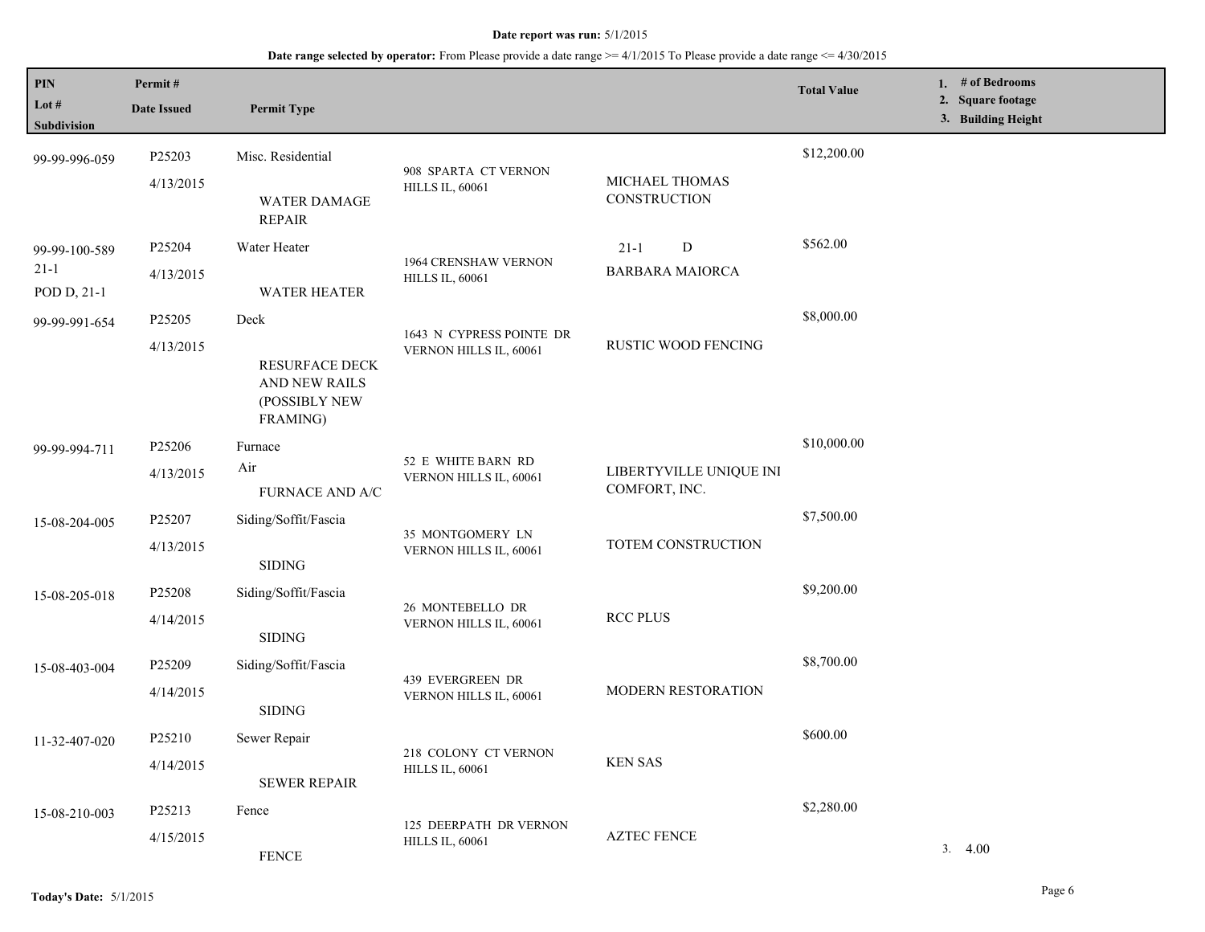**Date report was run:** 5/1/2015

**Date range selected by operator:** From Please provide a date range >= 4/1/2015 To Please provide a date range <= 4/30/2015

| PIN / Lot # / Subdivision | Permit # / Date Issued | Permit Type | | | Total Value | 1. # of Bedrooms 2. Square footage 3. Building Height |
|---|---|---|---|---|---|---|
| 99-99-996-059 | P25203 4/13/2015 | Misc. Residential WATER DAMAGE REPAIR | 908 SPARTA CT VERNON HILLS IL, 60061 | MICHAEL THOMAS CONSTRUCTION | $12,200.00 | |
| 99-99-100-589 21-1 POD D, 21-1 | P25204 4/13/2015 | Water Heater WATER HEATER | 1964 CRENSHAW VERNON HILLS IL, 60061 | 21-1 D BARBARA MAIORCA | $562.00 | |
| 99-99-991-654 | P25205 4/13/2015 | Deck RESURFACE DECK AND NEW RAILS (POSSIBLY NEW FRAMING) | 1643 N CYPRESS POINTE DR VERNON HILLS IL, 60061 | RUSTIC WOOD FENCING | $8,000.00 | |
| 99-99-994-711 | P25206 4/13/2015 | Furnace Air FURNACE AND A/C | 52 E WHITE BARN RD VERNON HILLS IL, 60061 | LIBERTYVILLE UNIQUE INI COMFORT, INC. | $10,000.00 | |
| 15-08-204-005 | P25207 4/13/2015 | Siding/Soffit/Fascia SIDING | 35 MONTGOMERY LN VERNON HILLS IL, 60061 | TOTEM CONSTRUCTION | $7,500.00 | |
| 15-08-205-018 | P25208 4/14/2015 | Siding/Soffit/Fascia SIDING | 26 MONTEBELLO DR VERNON HILLS IL, 60061 | RCC PLUS | $9,200.00 | |
| 15-08-403-004 | P25209 4/14/2015 | Siding/Soffit/Fascia SIDING | 439 EVERGREEN DR VERNON HILLS IL, 60061 | MODERN RESTORATION | $8,700.00 | |
| 11-32-407-020 | P25210 4/14/2015 | Sewer Repair SEWER REPAIR | 218 COLONY CT VERNON HILLS IL, 60061 | KEN SAS | $600.00 | |
| 15-08-210-003 | P25213 4/15/2015 | Fence FENCE | 125 DEERPATH DR VERNON HILLS IL, 60061 | AZTEC FENCE | $2,280.00 | 3. 4.00 |

**Today's Date:** 5/1/2015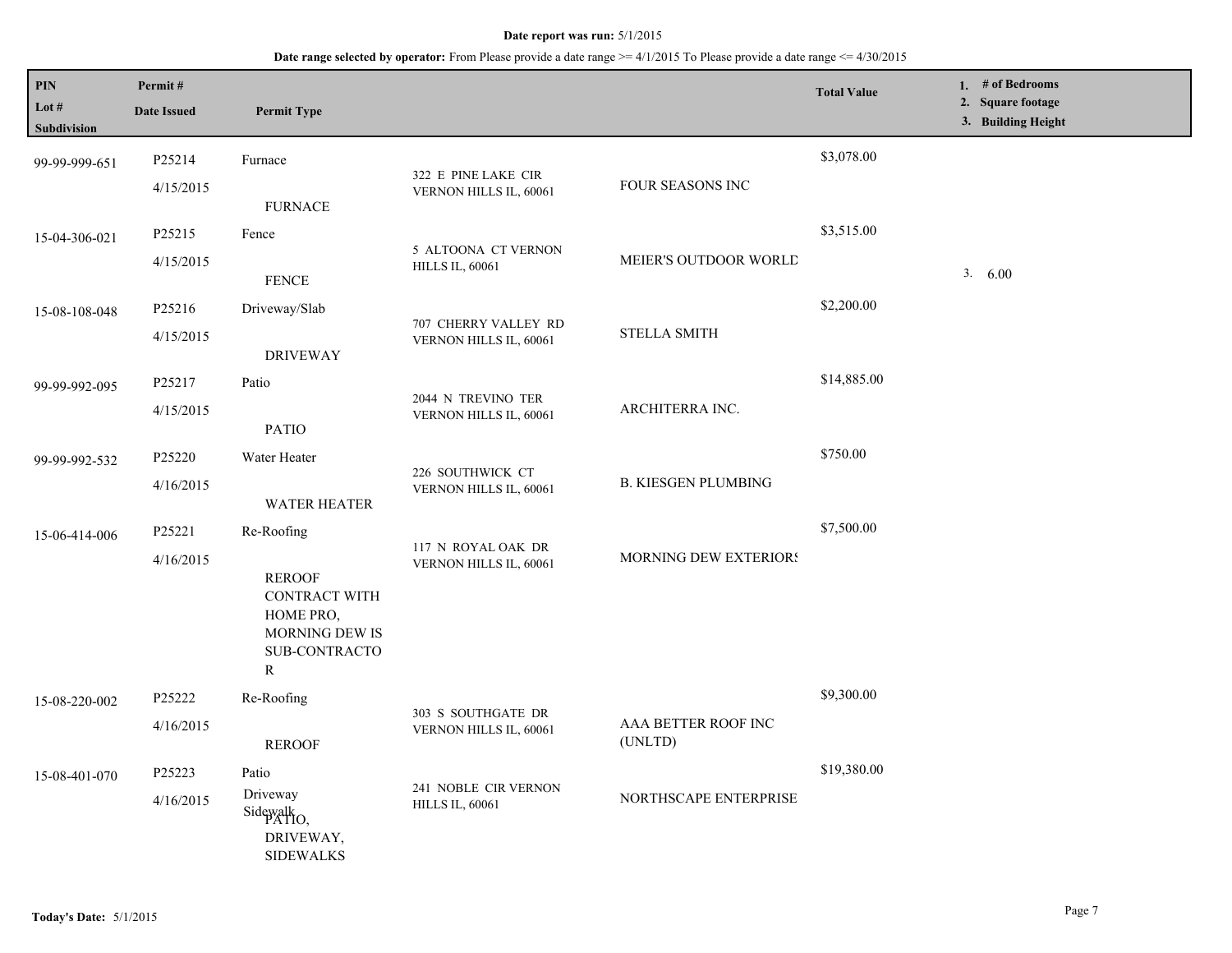**Date report was run:** 5/1/2015

**Date range selected by operator:** From Please provide a date range >= 4/1/2015 To Please provide a date range <= 4/30/2015

| PIN / Lot # / Subdivision | Permit # / Date Issued | Permit Type | Address | Contractor/Owner | Total Value | 1. # of Bedrooms 2. Square footage 3. Building Height |
|---|---|---|---|---|---|---|
| 99-99-999-651 | P25214 4/15/2015 | Furnace<br>FURNACE | 322 E PINE LAKE CIR VERNON HILLS IL, 60061 | FOUR SEASONS INC | $3,078.00 | |
| 15-04-306-021 | P25215 4/15/2015 | Fence<br>FENCE | 5 ALTOONA CT VERNON HILLS IL, 60061 | MEIER'S OUTDOOR WORLD | $3,515.00 | 3. 6.00 |
| 15-08-108-048 | P25216 4/15/2015 | Driveway/Slab<br>DRIVEWAY | 707 CHERRY VALLEY RD VERNON HILLS IL, 60061 | STELLA SMITH | $2,200.00 | |
| 99-99-992-095 | P25217 4/15/2015 | Patio<br>PATIO | 2044 N TREVINO TER VERNON HILLS IL, 60061 | ARCHITERRA INC. | $14,885.00 | |
| 99-99-992-532 | P25220 4/16/2015 | Water Heater<br>WATER HEATER | 226 SOUTHWICK CT VERNON HILLS IL, 60061 | B. KIESGEN PLUMBING | $750.00 | |
| 15-06-414-006 | P25221 4/16/2015 | Re-Roofing<br>REROOF CONTRACT WITH HOME PRO, MORNING DEW IS SUB-CONTRACTOR | 117 N ROYAL OAK DR VERNON HILLS IL, 60061 | MORNING DEW EXTERIORS | $7,500.00 | |
| 15-08-220-002 | P25222 4/16/2015 | Re-Roofing<br>REROOF | 303 S SOUTHGATE DR VERNON HILLS IL, 60061 | AAA BETTER ROOF INC (UNLTD) | $9,300.00 | |
| 15-08-401-070 | P25223 4/16/2015 | Patio<br>Driveway<br>Sidewalk<br>PATIO, DRIVEWAY, SIDEWALKS | 241 NOBLE CIR VERNON HILLS IL, 60061 | NORTHSCAPE ENTERPRISE | $19,380.00 | |

**Today's Date:** 5/1/2015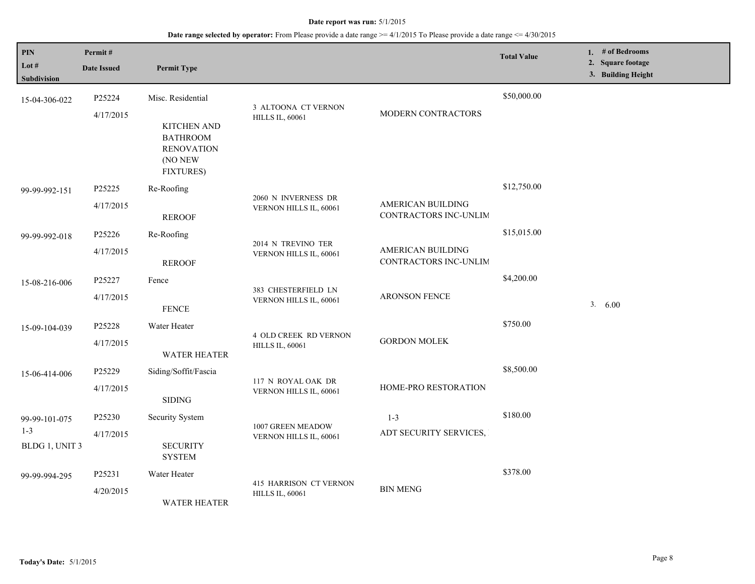**Date report was run:** 5/1/2015

**Date range selected by operator:** From Please provide a date range >= 4/1/2015 To Please provide a date range <= 4/30/2015

| PIN<br>Lot #<br>Subdivision | Permit #<br>Date Issued | Permit Type | | | Total Value | 1. # of Bedrooms<br>2. Square footage<br>3. Building Height |
|---|---|---|---|---|---|---|
| 15-04-306-022 | P25224<br>4/17/2015 | Misc. Residential<br><br>KITCHEN AND BATHROOM RENOVATION (NO NEW FIXTURES) | 3 ALTOONA CT VERNON HILLS IL, 60061 | MODERN CONTRACTORS | $50,000.00 | |
| 99-99-992-151 | P25225<br>4/17/2015 | Re-Roofing<br><br>REROOF | 2060 N INVERNESS DR VERNON HILLS IL, 60061 | AMERICAN BUILDING CONTRACTORS INC-UNLIM | $12,750.00 | |
| 99-99-992-018 | P25226<br>4/17/2015 | Re-Roofing<br><br>REROOF | 2014 N TREVINO TER VERNON HILLS IL, 60061 | AMERICAN BUILDING CONTRACTORS INC-UNLIM | $15,015.00 | |
| 15-08-216-006 | P25227<br>4/17/2015 | Fence<br><br>FENCE | 383 CHESTERFIELD LN VERNON HILLS IL, 60061 | ARONSON FENCE | $4,200.00 | 3. 6.00 |
| 15-09-104-039 | P25228<br>4/17/2015 | Water Heater<br><br>WATER HEATER | 4 OLD CREEK RD VERNON HILLS IL, 60061 | GORDON MOLEK | $750.00 | |
| 15-06-414-006 | P25229<br>4/17/2015 | Siding/Soffit/Fascia<br><br>SIDING | 117 N ROYAL OAK DR VERNON HILLS IL, 60061 | HOME-PRO RESTORATION | $8,500.00 | |
| 99-99-101-075<br>1-3<br>BLDG 1, UNIT 3 | P25230<br>4/17/2015 | Security System<br><br>SECURITY SYSTEM | 1007 GREEN MEADOW VERNON HILLS IL, 60061 | 1-3<br>ADT SECURITY SERVICES, | $180.00 | |
| 99-99-994-295 | P25231<br>4/20/2015 | Water Heater<br><br>WATER HEATER | 415 HARRISON CT VERNON HILLS IL, 60061 | BIN MENG | $378.00 | |

**Today's Date:** 5/1/2015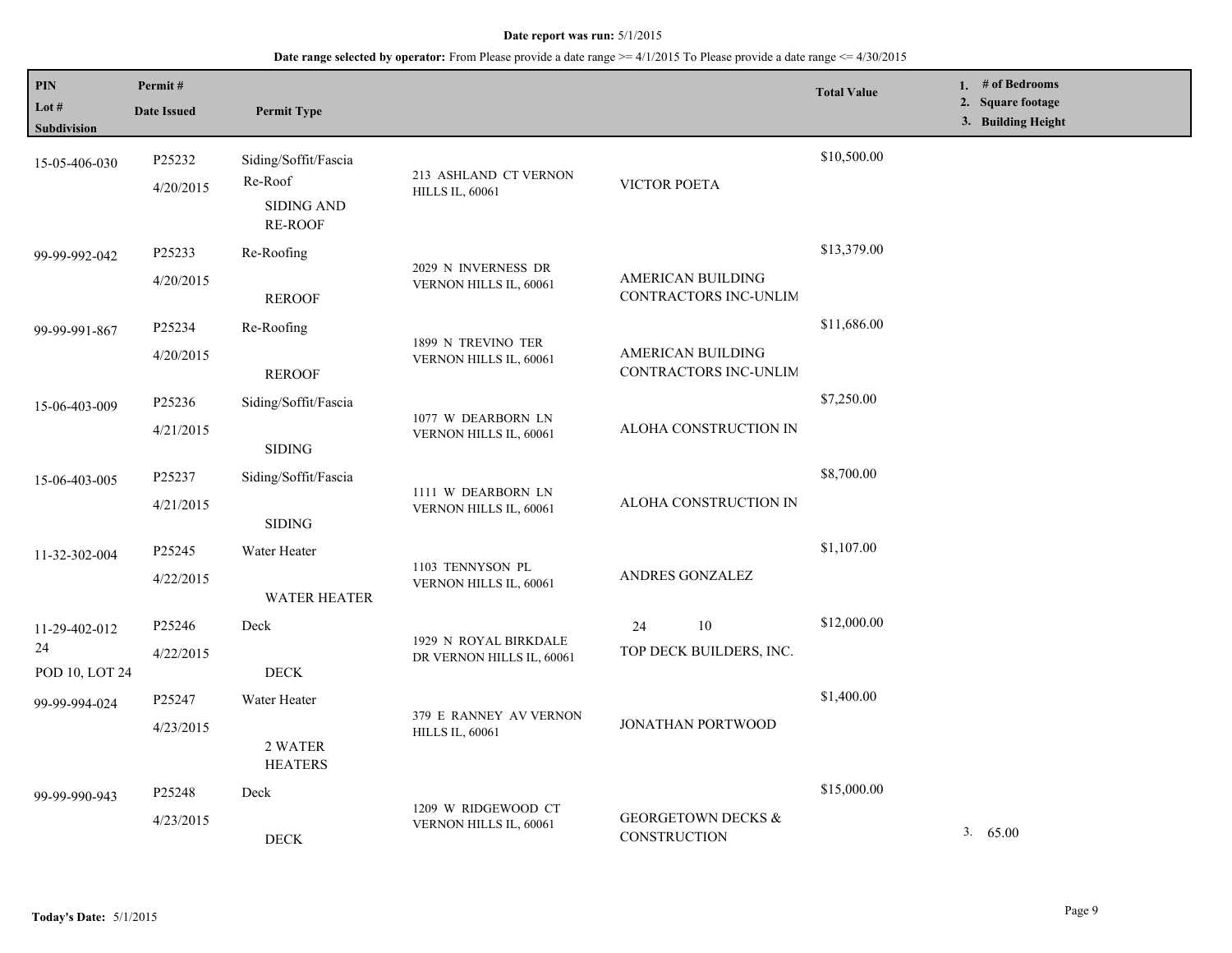**Date report was run:** 5/1/2015

**Date range selected by operator:** From Please provide a date range >= 4/1/2015 To Please provide a date range <= 4/30/2015

| PIN<br>Lot #<br>Subdivision | Permit #<br>Date Issued | Permit Type | | | Total Value | 1. # of Bedrooms<br>2. Square footage<br>3. Building Height |
|---|---|---|---|---|---|---|
| 15-05-406-030 | P25232<br>4/20/2015 | Siding/Soffit/Fascia<br>Re-Roof<br>SIDING AND RE-ROOF | 213 ASHLAND CT VERNON HILLS IL, 60061 | VICTOR POETA | $10,500.00 | |
| 99-99-992-042 | P25233<br>4/20/2015 | Re-Roofing<br>REROOF | 2029 N INVERNESS DR VERNON HILLS IL, 60061 | AMERICAN BUILDING CONTRACTORS INC-UNLIM | $13,379.00 | |
| 99-99-991-867 | P25234<br>4/20/2015 | Re-Roofing<br>REROOF | 1899 N TREVINO TER VERNON HILLS IL, 60061 | AMERICAN BUILDING CONTRACTORS INC-UNLIM | $11,686.00 | |
| 15-06-403-009 | P25236<br>4/21/2015 | Siding/Soffit/Fascia<br>SIDING | 1077 W DEARBORN LN VERNON HILLS IL, 60061 | ALOHA CONSTRUCTION IN | $7,250.00 | |
| 15-06-403-005 | P25237<br>4/21/2015 | Siding/Soffit/Fascia<br>SIDING | 1111 W DEARBORN LN VERNON HILLS IL, 60061 | ALOHA CONSTRUCTION IN | $8,700.00 | |
| 11-32-302-004 | P25245<br>4/22/2015 | Water Heater<br>WATER HEATER | 1103 TENNYSON PL VERNON HILLS IL, 60061 | ANDRES GONZALEZ | $1,107.00 | |
| 11-29-402-012<br>24<br>POD 10, LOT 24 | P25246<br>4/22/2015 | Deck<br>DECK | 1929 N ROYAL BIRKDALE DR VERNON HILLS IL, 60061 | 24 10<br>TOP DECK BUILDERS, INC. | $12,000.00 | |
| 99-99-994-024 | P25247<br>4/23/2015 | Water Heater<br>2 WATER HEATERS | 379 E RANNEY AV VERNON HILLS IL, 60061 | JONATHAN PORTWOOD | $1,400.00 | |
| 99-99-990-943 | P25248<br>4/23/2015 | Deck<br>DECK | 1209 W RIDGEWOOD CT VERNON HILLS IL, 60061 | GEORGETOWN DECKS & CONSTRUCTION | $15,000.00 | 3. 65.00 |

**Today's Date:** 5/1/2015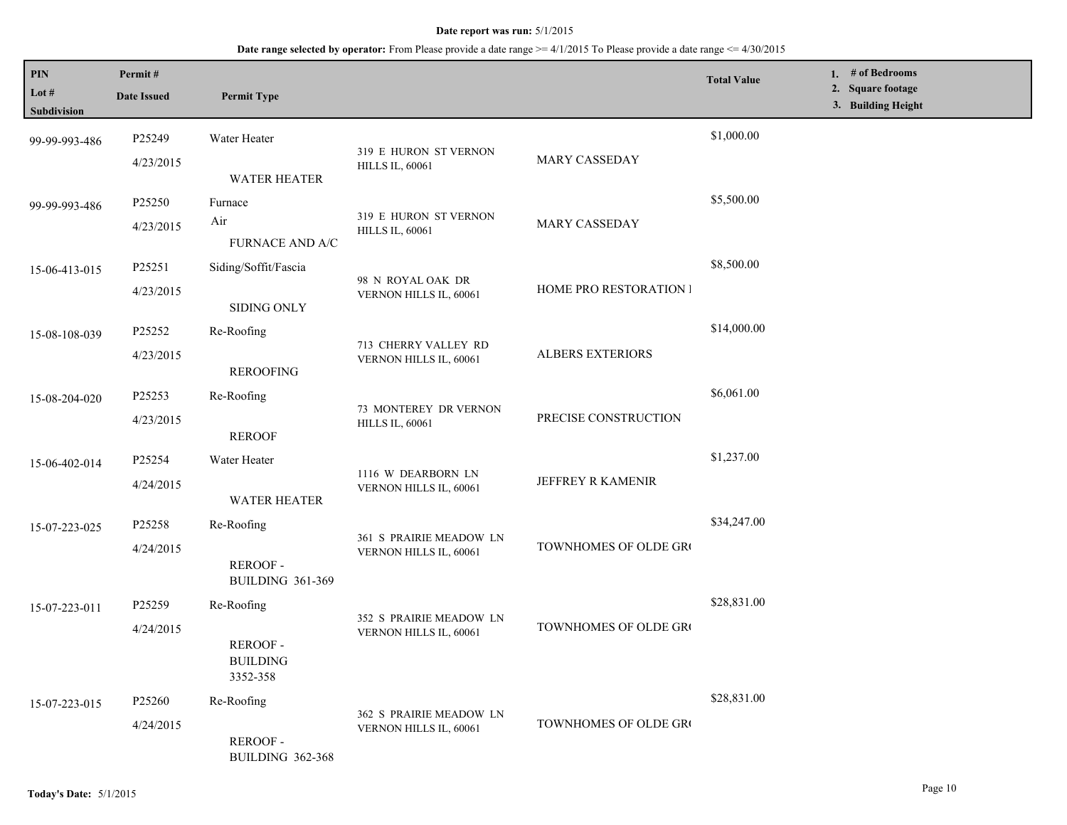**Date report was run:** 5/1/2015

**Date range selected by operator:** From Please provide a date range >= 4/1/2015 To Please provide a date range <= 4/30/2015

| PIN / Lot # / Subdivision | Permit # / Date Issued | Permit Type | Address | Contractor/Owner | Total Value | 1. # of Bedrooms 2. Square footage 3. Building Height |
|---|---|---|---|---|---|---|
| 99-99-993-486 | P25249 4/23/2015 | Water Heater WATER HEATER | 319 E HURON ST VERNON HILLS IL, 60061 | MARY CASSEDAY | $1,000.00 | |
| 99-99-993-486 | P25250 4/23/2015 | Furnace Air FURNACE AND A/C | 319 E HURON ST VERNON HILLS IL, 60061 | MARY CASSEDAY | $5,500.00 | |
| 15-06-413-015 | P25251 4/23/2015 | Siding/Soffit/Fascia SIDING ONLY | 98 N ROYAL OAK DR VERNON HILLS IL, 60061 | HOME PRO RESTORATION I | $8,500.00 | |
| 15-08-108-039 | P25252 4/23/2015 | Re-Roofing REROOFING | 713 CHERRY VALLEY RD VERNON HILLS IL, 60061 | ALBERS EXTERIORS | $14,000.00 | |
| 15-08-204-020 | P25253 4/23/2015 | Re-Roofing REROOF | 73 MONTEREY DR VERNON HILLS IL, 60061 | PRECISE CONSTRUCTION | $6,061.00 | |
| 15-06-402-014 | P25254 4/24/2015 | Water Heater WATER HEATER | 1116 W DEARBORN LN VERNON HILLS IL, 60061 | JEFFREY R KAMENIR | $1,237.00 | |
| 15-07-223-025 | P25258 4/24/2015 | Re-Roofing REROOF - BUILDING 361-369 | 361 S PRAIRIE MEADOW LN VERNON HILLS IL, 60061 | TOWNHOMES OF OLDE GR( | $34,247.00 | |
| 15-07-223-011 | P25259 4/24/2015 | Re-Roofing REROOF - BUILDING 3352-358 | 352 S PRAIRIE MEADOW LN VERNON HILLS IL, 60061 | TOWNHOMES OF OLDE GR( | $28,831.00 | |
| 15-07-223-015 | P25260 4/24/2015 | Re-Roofing REROOF - BUILDING 362-368 | 362 S PRAIRIE MEADOW LN VERNON HILLS IL, 60061 | TOWNHOMES OF OLDE GR( | $28,831.00 | |

**Today's Date:** 5/1/2015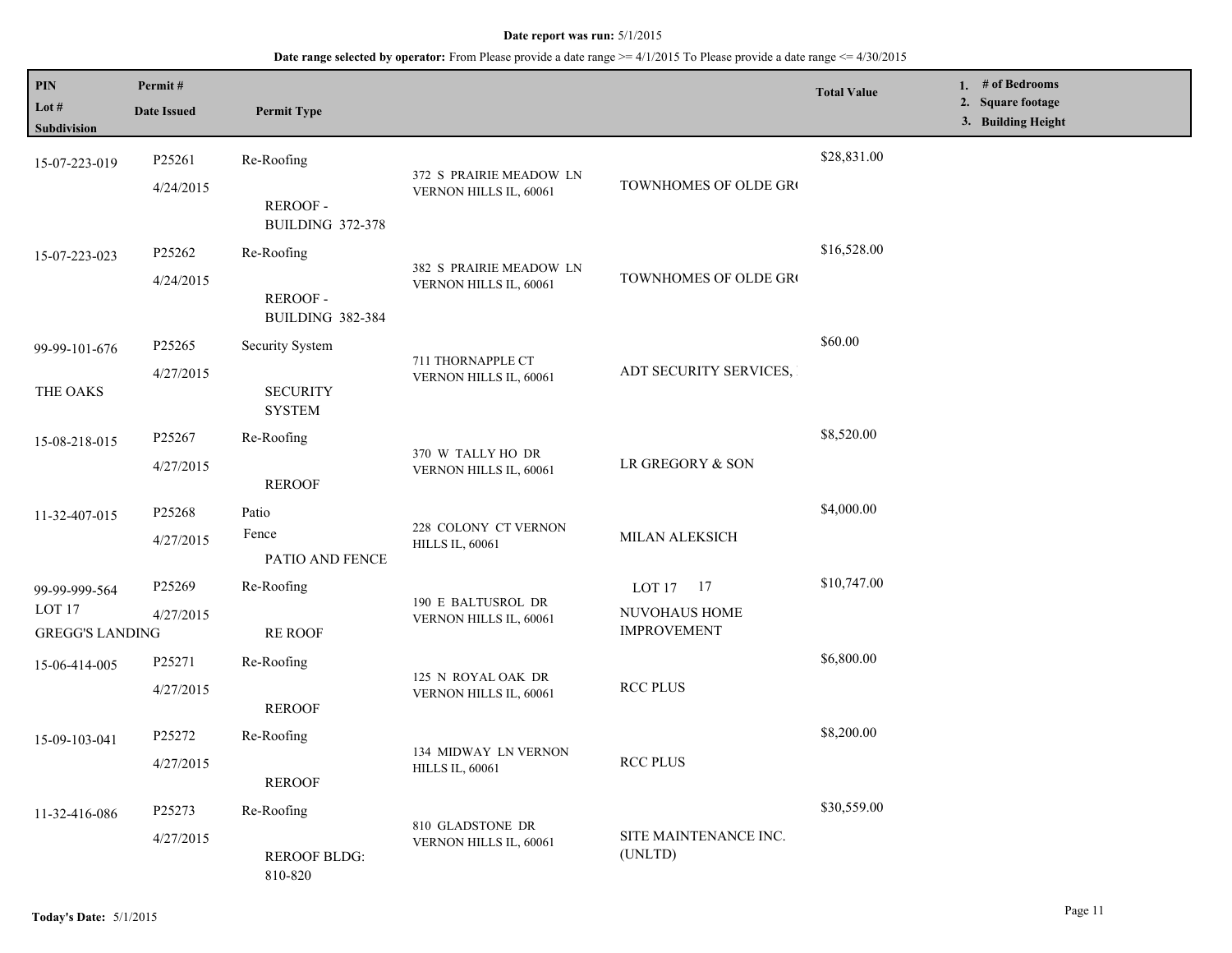**Date report was run:** 5/1/2015

**Date range selected by operator:** From Please provide a date range >= 4/1/2015 To Please provide a date range <= 4/30/2015

| PIN / Lot # / Subdivision | Permit # / Date Issued | Permit Type | | | Total Value | 1. # of Bedrooms 2. Square footage 3. Building Height |
|---|---|---|---|---|---|---|
| 15-07-223-019 | P25261 4/24/2015 | Re-Roofing REROOF - BUILDING 372-378 | 372 S PRAIRIE MEADOW LN VERNON HILLS IL, 60061 | TOWNHOMES OF OLDE GR( | $28,831.00 | |
| 15-07-223-023 | P25262 4/24/2015 | Re-Roofing REROOF - BUILDING 382-384 | 382 S PRAIRIE MEADOW LN VERNON HILLS IL, 60061 | TOWNHOMES OF OLDE GR( | $16,528.00 | |
| 99-99-101-676 THE OAKS | P25265 4/27/2015 | Security System SECURITY SYSTEM | 711 THORNAPPLE CT VERNON HILLS IL, 60061 | ADT SECURITY SERVICES, | $60.00 | |
| 15-08-218-015 | P25267 4/27/2015 | Re-Roofing REROOF | 370 W TALLY HO DR VERNON HILLS IL, 60061 | LR GREGORY & SON | $8,520.00 | |
| 11-32-407-015 | P25268 4/27/2015 | Patio Fence PATIO AND FENCE | 228 COLONY CT VERNON HILLS IL, 60061 | MILAN ALEKSICH | $4,000.00 | |
| 99-99-999-564 LOT 17 GREGG'S LANDING | P25269 4/27/2015 | Re-Roofing RE ROOF | 190 E BALTUSROL DR VERNON HILLS IL, 60061 | LOT 17 17 NUVOHAUS HOME IMPROVEMENT | $10,747.00 | |
| 15-06-414-005 | P25271 4/27/2015 | Re-Roofing REROOF | 125 N ROYAL OAK DR VERNON HILLS IL, 60061 | RCC PLUS | $6,800.00 | |
| 15-09-103-041 | P25272 4/27/2015 | Re-Roofing REROOF | 134 MIDWAY LN VERNON HILLS IL, 60061 | RCC PLUS | $8,200.00 | |
| 11-32-416-086 | P25273 4/27/2015 | Re-Roofing REROOF BLDG: 810-820 | 810 GLADSTONE DR VERNON HILLS IL, 60061 | SITE MAINTENANCE INC. (UNLTD) | $30,559.00 | |

**Today's Date:** 5/1/2015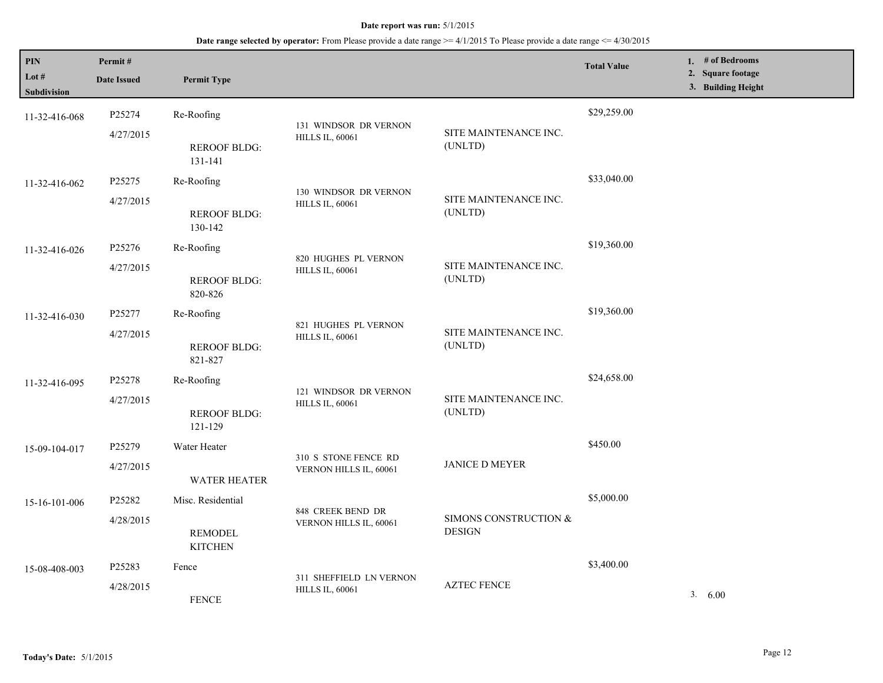**Date report was run:** 5/1/2015

**Date range selected by operator:** From Please provide a date range >= 4/1/2015 To Please provide a date range <= 4/30/2015

| PIN / Lot # / Subdivision | Permit # / Date Issued | Permit Type | Address | Contractor | Total Value | 1. # of Bedrooms 2. Square footage 3. Building Height |
|---|---|---|---|---|---|---|
| 11-32-416-068 | P25274 4/27/2015 | Re-Roofing REROOF BLDG: 131-141 | 131 WINDSOR DR VERNON HILLS IL, 60061 | SITE MAINTENANCE INC. (UNLTD) | $29,259.00 | |
| 11-32-416-062 | P25275 4/27/2015 | Re-Roofing REROOF BLDG: 130-142 | 130 WINDSOR DR VERNON HILLS IL, 60061 | SITE MAINTENANCE INC. (UNLTD) | $33,040.00 | |
| 11-32-416-026 | P25276 4/27/2015 | Re-Roofing REROOF BLDG: 820-826 | 820 HUGHES PL VERNON HILLS IL, 60061 | SITE MAINTENANCE INC. (UNLTD) | $19,360.00 | |
| 11-32-416-030 | P25277 4/27/2015 | Re-Roofing REROOF BLDG: 821-827 | 821 HUGHES PL VERNON HILLS IL, 60061 | SITE MAINTENANCE INC. (UNLTD) | $19,360.00 | |
| 11-32-416-095 | P25278 4/27/2015 | Re-Roofing REROOF BLDG: 121-129 | 121 WINDSOR DR VERNON HILLS IL, 60061 | SITE MAINTENANCE INC. (UNLTD) | $24,658.00 | |
| 15-09-104-017 | P25279 4/27/2015 | Water Heater WATER HEATER | 310 S STONE FENCE RD VERNON HILLS IL, 60061 | JANICE D MEYER | $450.00 | |
| 15-16-101-006 | P25282 4/28/2015 | Misc. Residential REMODEL KITCHEN | 848 CREEK BEND DR VERNON HILLS IL, 60061 | SIMONS CONSTRUCTION & DESIGN | $5,000.00 | |
| 15-08-408-003 | P25283 4/28/2015 | Fence FENCE | 311 SHEFFIELD LN VERNON HILLS IL, 60061 | AZTEC FENCE | $3,400.00 | 3. 6.00 |

**Today's Date:** 5/1/2015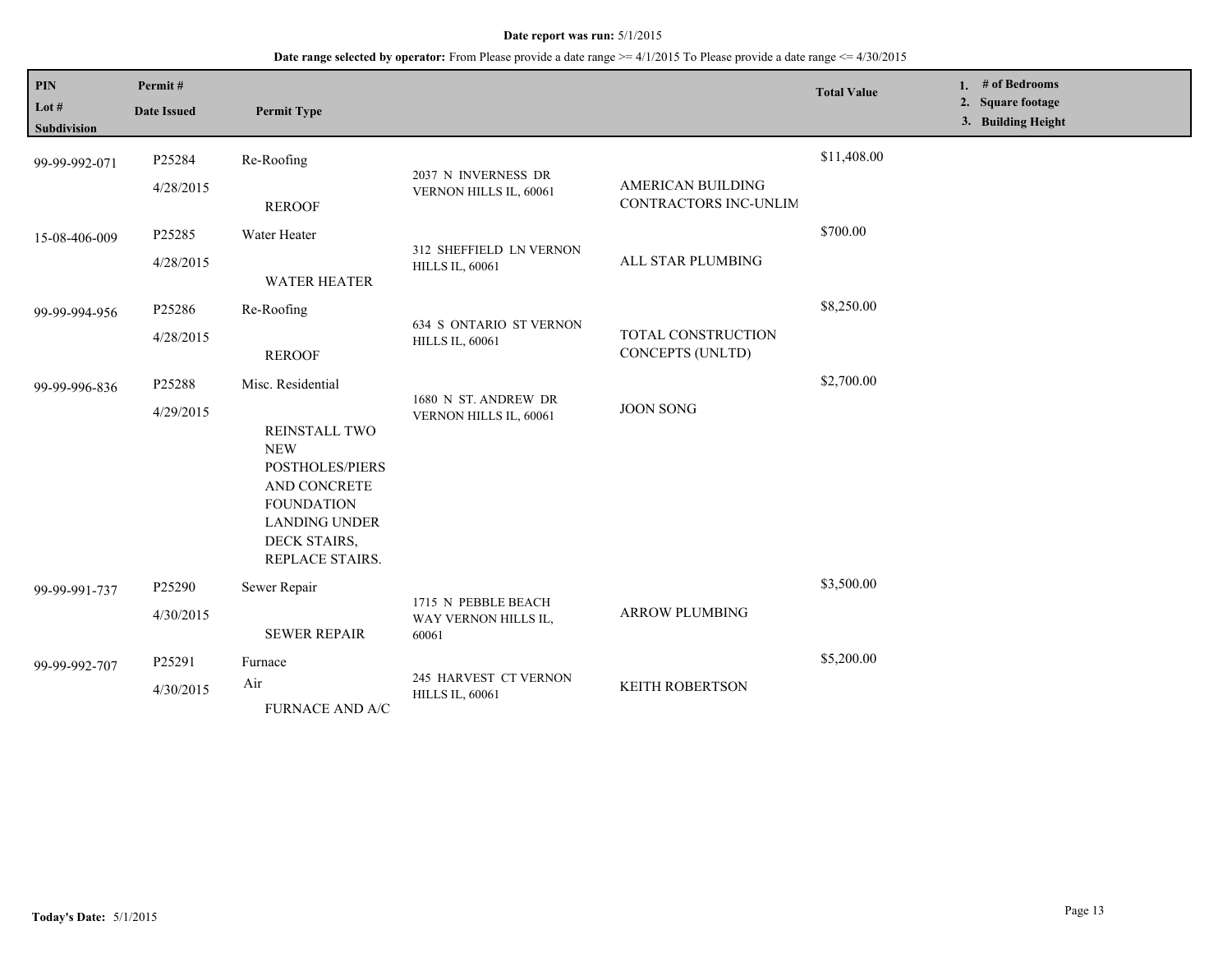**Date report was run:** 5/1/2015

**Date range selected by operator:** From Please provide a date range >= 4/1/2015 To Please provide a date range <= 4/30/2015

| PIN<br>Lot #<br>Subdivision | Permit #<br>Date Issued | Permit Type | | | Total Value | 1. # of Bedrooms<br>2. Square footage<br>3. Building Height |
|---|---|---|---|---|---|---|
| 99-99-992-071 | P25284<br>4/28/2015 | Re-Roofing<br>REROOF | 2037 N INVERNESS DR VERNON HILLS IL, 60061 | AMERICAN BUILDING CONTRACTORS INC-UNLIM | $11,408.00 | |
| 15-08-406-009 | P25285<br>4/28/2015 | Water Heater<br>WATER HEATER | 312 SHEFFIELD LN VERNON HILLS IL, 60061 | ALL STAR PLUMBING | $700.00 | |
| 99-99-994-956 | P25286<br>4/28/2015 | Re-Roofing<br>REROOF | 634 S ONTARIO ST VERNON HILLS IL, 60061 | TOTAL CONSTRUCTION CONCEPTS (UNLTD) | $8,250.00 | |
| 99-99-996-836 | P25288<br>4/29/2015 | Misc. Residential<br>REINSTALL TWO NEW POSTHOLES/PIERS AND CONCRETE FOUNDATION LANDING UNDER DECK STAIRS, REPLACE STAIRS. | 1680 N ST. ANDREW DR VERNON HILLS IL, 60061 | JOON SONG | $2,700.00 | |
| 99-99-991-737 | P25290<br>4/30/2015 | Sewer Repair<br>SEWER REPAIR | 1715 N PEBBLE BEACH WAY VERNON HILLS IL, 60061 | ARROW PLUMBING | $3,500.00 | |
| 99-99-992-707 | P25291<br>4/30/2015 | Furnace<br>Air<br>FURNACE AND A/C | 245 HARVEST CT VERNON HILLS IL, 60061 | KEITH ROBERTSON | $5,200.00 | |

**Today's Date:** 5/1/2015